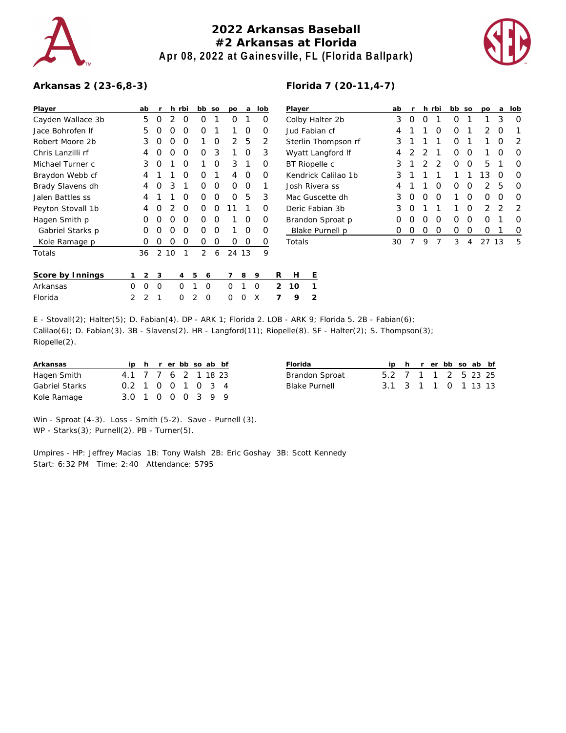# 2022 Arkansas Baseball
## #2 Arkansas at Florida
### Apr 08, 2022 at Gainesville, FL (Florida Ballpark)

**Arkansas 2 (23-6,8-3)**

| Player | ab | r | h | rbi | bb | so | po | a | lob |
|---|---|---|---|---|---|---|---|---|---|
| Cayden Wallace 3b | 5 | 0 | 2 | 0 | 0 | 1 | 0 | 1 | 0 |
| Jace Bohrofen lf | 5 | 0 | 0 | 0 | 0 | 1 | 1 | 0 | 0 |
| Robert Moore 2b | 3 | 0 | 0 | 0 | 1 | 0 | 2 | 5 | 2 |
| Chris Lanzilli rf | 4 | 0 | 0 | 0 | 0 | 3 | 1 | 0 | 3 |
| Michael Turner c | 3 | 0 | 1 | 0 | 1 | 0 | 3 | 1 | 0 |
| Braydon Webb cf | 4 | 1 | 1 | 0 | 0 | 1 | 4 | 0 | 0 |
| Brady Slavens dh | 4 | 0 | 3 | 1 | 0 | 0 | 0 | 0 | 1 |
| Jalen Battles ss | 4 | 1 | 1 | 0 | 0 | 0 | 0 | 5 | 3 |
| Peyton Stovall 1b | 4 | 0 | 2 | 0 | 0 | 0 | 11 | 1 | 0 |
| Hagen Smith p | 0 | 0 | 0 | 0 | 0 | 0 | 1 | 0 | 0 |
| Gabriel Starks p | 0 | 0 | 0 | 0 | 0 | 0 | 1 | 0 | 0 |
| Kole Ramage p | 0 | 0 | 0 | 0 | 0 | 0 | 0 | 0 | 0 |
| Totals | 36 | 2 | 10 | 1 | 2 | 6 | 24 | 13 | 9 |

**Florida 7 (20-11,4-7)**

| Player | ab | r | h | rbi | bb | so | po | a | lob |
|---|---|---|---|---|---|---|---|---|---|
| Colby Halter 2b | 3 | 0 | 0 | 1 | 0 | 1 | 1 | 3 | 0 |
| Jud Fabian cf | 4 | 1 | 1 | 0 | 0 | 1 | 2 | 0 | 1 |
| Sterlin Thompson rf | 3 | 1 | 1 | 1 | 0 | 1 | 1 | 0 | 2 |
| Wyatt Langford lf | 4 | 2 | 2 | 1 | 0 | 0 | 1 | 0 | 0 |
| BT Riopelle c | 3 | 1 | 2 | 2 | 0 | 0 | 5 | 1 | 0 |
| Kendrick Calilao 1b | 3 | 1 | 1 | 1 | 1 | 1 | 13 | 0 | 0 |
| Josh Rivera ss | 4 | 1 | 1 | 0 | 0 | 0 | 2 | 5 | 0 |
| Mac Guscette dh | 3 | 0 | 0 | 0 | 1 | 0 | 0 | 0 | 0 |
| Deric Fabian 3b | 3 | 0 | 1 | 1 | 1 | 0 | 2 | 2 | 2 |
| Brandon Sproat p | 0 | 0 | 0 | 0 | 0 | 0 | 0 | 1 | 0 |
| Blake Purnell p | 0 | 0 | 0 | 0 | 0 | 0 | 0 | 1 | 0 |
| Totals | 30 | 7 | 9 | 7 | 3 | 4 | 27 | 13 | 5 |

| Score by Innings | 1 | 2 | 3 | 4 | 5 | 6 | 7 | 8 | 9 | R | H | E |
|---|---|---|---|---|---|---|---|---|---|---|---|---|
| Arkansas | 0 | 0 | 0 | 0 | 1 | 0 | 0 | 1 | 0 | 2 | 10 | 1 |
| Florida | 2 | 2 | 1 | 0 | 2 | 0 | 0 | 0 | X | 7 | 9 | 2 |

E - Stovall(2); Halter(5); D. Fabian(4). DP - ARK 1; Florida 2. LOB - ARK 9; Florida 5. 2B - Fabian(6); Calilao(6); D. Fabian(3). 3B - Slavens(2). HR - Langford(11); Riopelle(8). SF - Halter(2); S. Thompson(3); Riopelle(2).

| Arkansas | ip | h | r | er | bb | so | ab | bf |
|---|---|---|---|---|---|---|---|---|
| Hagen Smith | 4.1 | 7 | 7 | 6 | 2 | 1 | 18 | 23 |
| Gabriel Starks | 0.2 | 1 | 0 | 0 | 1 | 0 | 3 | 4 |
| Kole Ramage | 3.0 | 1 | 0 | 0 | 0 | 3 | 9 | 9 |

| Florida | ip | h | r | er | bb | so | ab | bf |
|---|---|---|---|---|---|---|---|---|
| Brandon Sproat | 5.2 | 7 | 1 | 1 | 2 | 5 | 23 | 25 |
| Blake Purnell | 3.1 | 3 | 1 | 1 | 0 | 1 | 13 | 13 |

Win - Sproat (4-3). Loss - Smith (5-2). Save - Purnell (3).
WP - Starks(3); Purnell(2). PB - Turner(5).

Umpires - HP: Jeffrey Macias 1B: Tony Walsh 2B: Eric Goshay 3B: Scott Kennedy
Start: 6:32 PM Time: 2:40 Attendance: 5795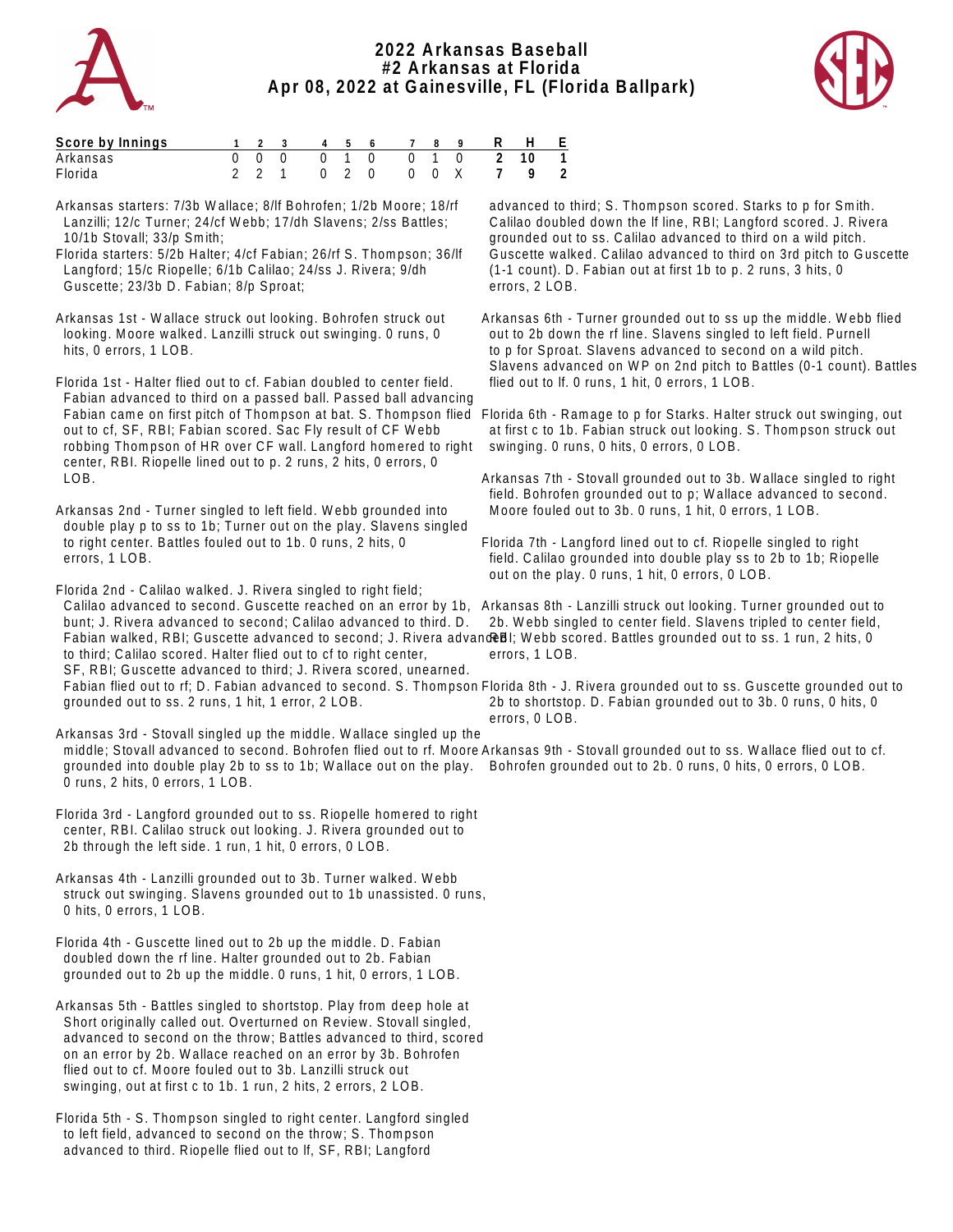# 2022 Arkansas Baseball
## #2 Arkansas at Florida
## Apr 08, 2022 at Gainesville, FL (Florida Ballpark)

| Score by Innings | 1 | 2 | 3 | 4 | 5 | 6 | 7 | 8 | 9 | R | H | E |
|---|---|---|---|---|---|---|---|---|---|---|---|---|
| Arkansas | 0 | 0 | 0 | 0 | 1 | 0 | 0 | 1 | 0 | 2 | 10 | 1 |
| Florida | 2 | 2 | 1 | 0 | 2 | 0 | 0 | 0 | X | 7 | 9 | 2 |

Arkansas starters: 7/3b Wallace; 8/lf Bohrofen; 1/2b Moore; 18/rf Lanzilli; 12/c Turner; 24/cf Webb; 17/dh Slavens; 2/ss Battles; 10/1b Stovall; 33/p Smith;

Florida starters: 5/2b Halter; 4/cf Fabian; 26/rf S. Thompson; 36/lf Langford; 15/c Riopelle; 6/1b Calilao; 24/ss J. Rivera; 9/dh Guscette; 23/3b D. Fabian; 8/p Sproat;

Arkansas 1st - Wallace struck out looking. Bohrofen struck out looking. Moore walked. Lanzilli struck out swinging. 0 runs, 0 hits, 0 errors, 1 LOB.

Florida 1st - Halter flied out to cf. Fabian doubled to center field. Fabian advanced to third on a passed ball. Passed ball advancing Fabian came on first pitch of Thompson at bat. S. Thompson flied out to cf, SF, RBI; Fabian scored. Sac Fly result of CF Webb robbing Thompson of HR over CF wall. Langford homered to right center, RBI. Riopelle lined out to p. 2 runs, 2 hits, 0 errors, 0 LOB.

Arkansas 2nd - Turner singled to left field. Webb grounded into double play p to ss to 1b; Turner out on the play. Slavens singled to right center. Battles fouled out to 1b. 0 runs, 2 hits, 0 errors, 1 LOB.

Florida 2nd - Calilao walked. J. Rivera singled to right field; Calilao advanced to second. Guscette reached on an error by 1b, bunt; J. Rivera advanced to second; Calilao advanced to third. D. Fabian walked, RBI; Guscette advanced to second; J. Rivera advanced to third; Calilao scored. Halter flied out to cf to right center, SF, RBI; Guscette advanced to third; J. Rivera scored, unearned. Fabian flied out to rf; D. Fabian advanced to second. S. Thompson grounded out to ss. 2 runs, 1 hit, 1 error, 2 LOB.

Arkansas 3rd - Stovall singled up the middle. Wallace singled up the middle; Stovall advanced to second. Bohrofen flied out to rf. Moore grounded into double play 2b to ss to 1b; Wallace out on the play. 0 runs, 2 hits, 0 errors, 1 LOB.

Florida 3rd - Langford grounded out to ss. Riopelle homered to right center, RBI. Calilao struck out looking. J. Rivera grounded out to 2b through the left side. 1 run, 1 hit, 0 errors, 0 LOB.

Arkansas 4th - Lanzilli grounded out to 3b. Turner walked. Webb struck out swinging. Slavens grounded out to 1b unassisted. 0 runs, 0 hits, 0 errors, 1 LOB.

Florida 4th - Guscette lined out to 2b up the middle. D. Fabian doubled down the rf line. Halter grounded out to 2b. Fabian grounded out to 2b up the middle. 0 runs, 1 hit, 0 errors, 1 LOB.

Arkansas 5th - Battles singled to shortstop. Play from deep hole at Short originally called out. Overturned on Review. Stovall singled, advanced to second on the throw; Battles advanced to third, scored on an error by 2b. Wallace reached on an error by 3b. Bohrofen flied out to cf. Moore fouled out to 3b. Lanzilli struck out swinging, out at first c to 1b. 1 run, 2 hits, 2 errors, 2 LOB.

Florida 5th - S. Thompson singled to right center. Langford singled to left field, advanced to second on the throw; S. Thompson advanced to third. Riopelle flied out to lf, SF, RBI; Langford advanced to third; S. Thompson scored. Starks to p for Smith. Calilao doubled down the lf line, RBI; Langford scored. J. Rivera grounded out to ss. Calilao advanced to third on a wild pitch. Guscette walked. Calilao advanced to third on 3rd pitch to Guscette (1-1 count). D. Fabian out at first 1b to p. 2 runs, 3 hits, 0 errors, 2 LOB.

Arkansas 6th - Turner grounded out to ss up the middle. Webb flied out to 2b down the rf line. Slavens singled to left field. Purnell to p for Sproat. Slavens advanced to second on a wild pitch. Slavens advanced on WP on 2nd pitch to Battles (0-1 count). Battles flied out to lf. 0 runs, 1 hit, 0 errors, 1 LOB.

Florida 6th - Ramage to p for Starks. Halter struck out swinging, out at first c to 1b. Fabian struck out looking. S. Thompson struck out swinging. 0 runs, 0 hits, 0 errors, 0 LOB.

Arkansas 7th - Stovall grounded out to 3b. Wallace singled to right field. Bohrofen grounded out to p; Wallace advanced to second. Moore fouled out to 3b. 0 runs, 1 hit, 0 errors, 1 LOB.

Florida 7th - Langford lined out to cf. Riopelle singled to right field. Calilao grounded into double play ss to 2b to 1b; Riopelle out on the play. 0 runs, 1 hit, 0 errors, 0 LOB.

Arkansas 8th - Lanzilli struck out looking. Turner grounded out to 2b. Webb singled to center field. Slavens tripled to center field, RBI; Webb scored. Battles grounded out to ss. 1 run, 2 hits, 0 errors, 1 LOB.

Florida 8th - J. Rivera grounded out to ss. Guscette grounded out to 2b to shortstop. D. Fabian grounded out to 3b. 0 runs, 0 hits, 0 errors, 0 LOB.

Arkansas 9th - Stovall grounded out to ss. Wallace flied out to cf. Bohrofen grounded out to 2b. 0 runs, 0 hits, 0 errors, 0 LOB.